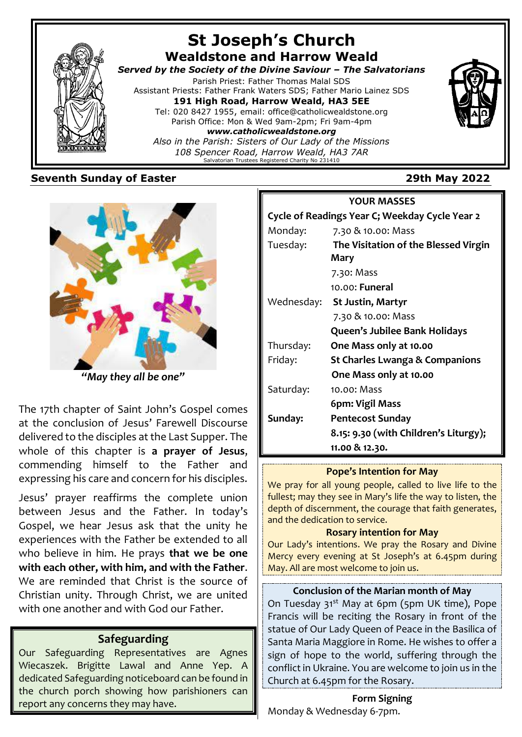# St Joseph's Church

## Wealdstone and Harrow Weald

***Served by the Society of the Divine Saviour – The Salvatorians***

Parish Priest: Father Thomas Malal SDS
Assistant Priests: Father Frank Waters SDS; Father Mario Lainez SDS
**191 High Road, Harrow Weald, HA3 5EE**
Tel: 020 8427 1955, email: office@catholicwealdstone.org
Parish Office: Mon & Wed 9am-2pm; Fri 9am-4pm
***www.catholicwealdstone.org***
*Also in the Parish: Sisters of Our Lady of the Missions*
*108 Spencer Road, Harrow Weald, HA3 7AR*
Salvatorian Trustees Registered Charity No 231410

**Seventh Sunday of Easter** **29th May 2022**

***"May they all be one"***

The 17th chapter of Saint John's Gospel comes at the conclusion of Jesus' Farewell Discourse delivered to the disciples at the Last Supper. The whole of this chapter is **a prayer of Jesus**, commending himself to the Father and expressing his care and concern for his disciples.

Jesus' prayer reaffirms the complete union between Jesus and the Father. In today's Gospel, we hear Jesus ask that the unity he experiences with the Father be extended to all who believe in him. He prays **that we be one with each other, with him, and with the Father**. We are reminded that Christ is the source of Christian unity. Through Christ, we are united with one another and with God our Father.

### Safeguarding

Our Safeguarding Representatives are Agnes Wiecaszek. Brigitte Lawal and Anne Yep. A dedicated Safeguarding noticeboard can be found in the church porch showing how parishioners can report any concerns they may have.

### YOUR MASSES

**Cycle of Readings Year C; Weekday Cycle Year 2**

| | |
|---|---|
| Monday: | 7.30 & 10.00: Mass |
| Tuesday: | **The Visitation of the Blessed Virgin Mary** |
| | 7.30: Mass |
| | 10.00: **Funeral** |
| Wednesday: | **St Justin, Martyr** |
| | 7.30 & 10.00: Mass |
| | **Queen's Jubilee Bank Holidays** |
| Thursday: | **One Mass only at 10.00** |
| Friday: | **St Charles Lwanga & Companions** |
| | **One Mass only at 10.00** |
| Saturday: | 10.00: Mass |
| | **6pm: Vigil Mass** |
| **Sunday:** | **Pentecost Sunday** |
| | **8.15: 9.30 (with Children's Liturgy); 11.00 & 12.30.** |

### Pope's Intention for May

We pray for all young people, called to live life to the fullest; may they see in Mary's life the way to listen, the depth of discernment, the courage that faith generates, and the dedication to service.

### Rosary intention for May

Our Lady's intentions. We pray the Rosary and Divine Mercy every evening at St Joseph's at 6.45pm during May. All are most welcome to join us.

### Conclusion of the Marian month of May

On Tuesday 31st May at 6pm (5pm UK time), Pope Francis will be reciting the Rosary in front of the statue of Our Lady Queen of Peace in the Basilica of Santa Maria Maggiore in Rome. He wishes to offer a sign of hope to the world, suffering through the conflict in Ukraine. You are welcome to join us in the Church at 6.45pm for the Rosary.

### Form Signing

Monday & Wednesday 6-7pm.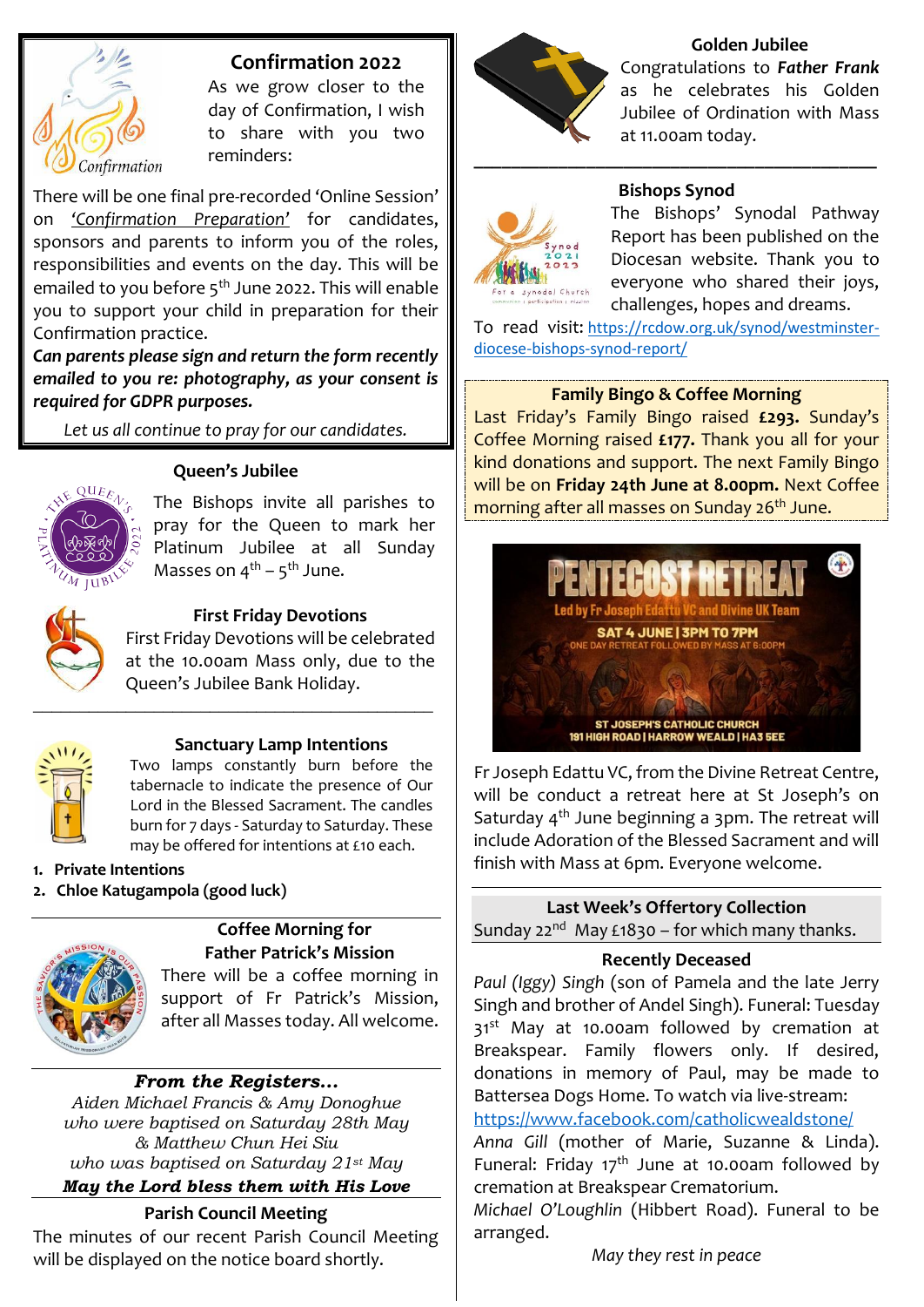## Confirmation 2022

As we grow closer to the day of Confirmation, I wish to share with you two reminders:

There will be one final pre-recorded 'Online Session' on *'Confirmation Preparation'* for candidates, sponsors and parents to inform you of the roles, responsibilities and events on the day. This will be emailed to you before 5th June 2022. This will enable you to support your child in preparation for their Confirmation practice.

***Can parents please sign and return the form recently emailed to you re: photography, as your consent is required for GDPR purposes.***

*Let us all continue to pray for our candidates.*

### Queen's Jubilee

The Bishops invite all parishes to pray for the Queen to mark her Platinum Jubilee at all Sunday Masses on 4th – 5th June.

### First Friday Devotions

First Friday Devotions will be celebrated at the 10.00am Mass only, due to the Queen's Jubilee Bank Holiday.

### Sanctuary Lamp Intentions

Two lamps constantly burn before the tabernacle to indicate the presence of Our Lord in the Blessed Sacrament. The candles burn for 7 days - Saturday to Saturday. These may be offered for intentions at £10 each.

1. **Private Intentions**
2. **Chloe Katugampola (good luck)**

### Coffee Morning for Father Patrick's Mission

There will be a coffee morning in support of Fr Patrick's Mission, after all Masses today. All welcome.

### *From the Registers...*

*Aiden Michael Francis & Amy Donoghue*
*who were baptised on Saturday 28th May*
*& Matthew Chun Hei Siu*
*who was baptised on Saturday 21st May*
***May the Lord bless them with His Love***

### Parish Council Meeting

The minutes of our recent Parish Council Meeting will be displayed on the notice board shortly.

### Golden Jubilee

Congratulations to ***Father Frank*** as he celebrates his Golden Jubilee of Ordination with Mass at 11.00am today.

### Bishops Synod

The Bishops' Synodal Pathway Report has been published on the Diocesan website. Thank you to everyone who shared their joys, challenges, hopes and dreams.

To read visit: https://rcdow.org.uk/synod/westminster-diocese-bishops-synod-report/

### Family Bingo & Coffee Morning

Last Friday's Family Bingo raised **£293.** Sunday's Coffee Morning raised **£177.** Thank you all for your kind donations and support. The next Family Bingo will be on **Friday 24th June at 8.00pm.** Next Coffee morning after all masses on Sunday 26th June.

PENTECOST RETREAT
Led by Fr Joseph Edattu VC and Divine UK Team
SAT 4 JUNE | 3PM TO 7PM
ONE DAY RETREAT FOLLOWED BY MASS AT 6:00PM
ST JOSEPH'S CATHOLIC CHURCH
191 HIGH ROAD | HARROW WEALD | HA3 5EE

Fr Joseph Edattu VC, from the Divine Retreat Centre, will be conduct a retreat here at St Joseph's on Saturday 4th June beginning a 3pm. The retreat will include Adoration of the Blessed Sacrament and will finish with Mass at 6pm. Everyone welcome.

### Last Week's Offertory Collection

Sunday 22nd May £1830 – for which many thanks.

### Recently Deceased

*Paul (Iggy) Singh* (son of Pamela and the late Jerry Singh and brother of Andel Singh). Funeral: Tuesday 31st May at 10.00am followed by cremation at Breakspear. Family flowers only. If desired, donations in memory of Paul, may be made to Battersea Dogs Home. To watch via live-stream: https://www.facebook.com/catholicwealdstone/

*Anna Gill* (mother of Marie, Suzanne & Linda). Funeral: Friday 17th June at 10.00am followed by cremation at Breakspear Crematorium.

*Michael O'Loughlin* (Hibbert Road). Funeral to be arranged.

*May they rest in peace*